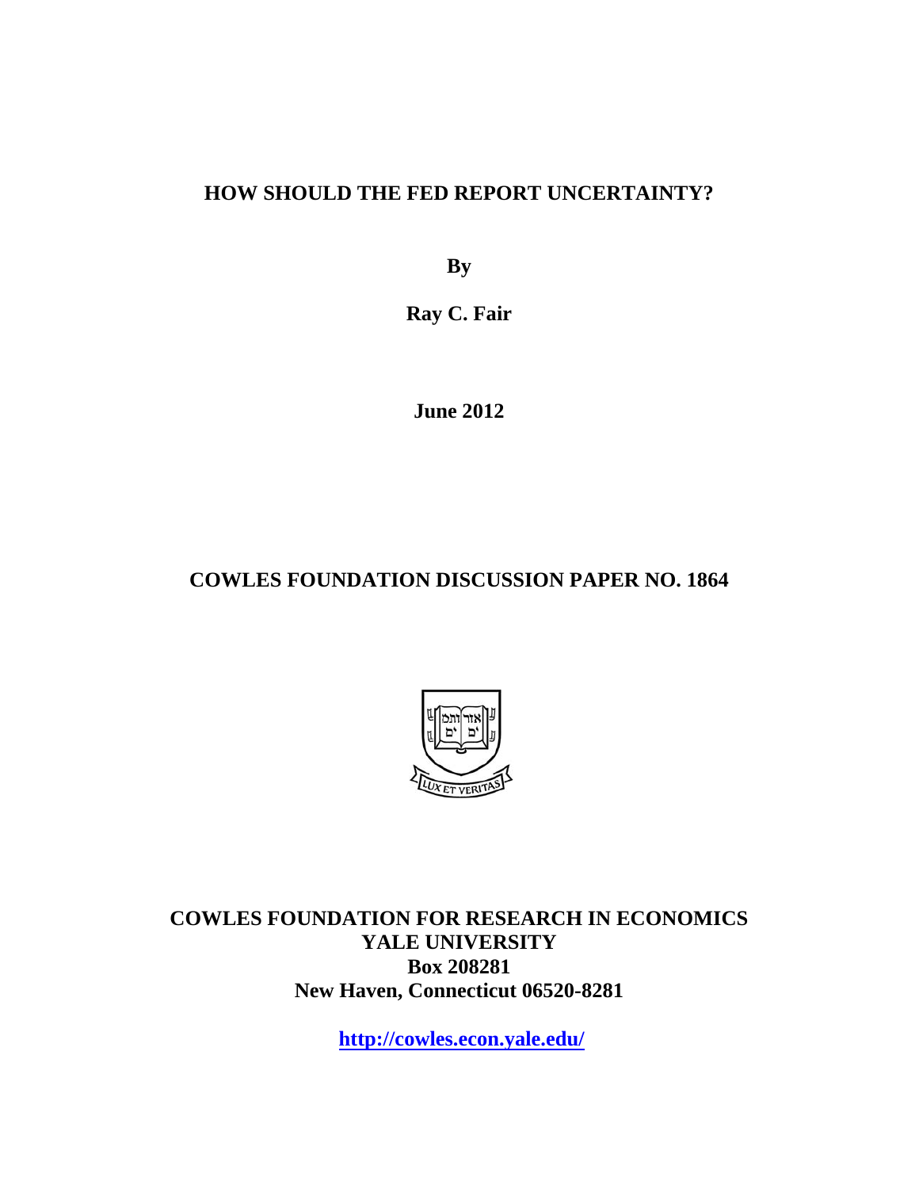# HOW SHOULD THE FED REPORT UNCERTAINTY?

**By**

**Ray C. Fair**

**June 2012**

**COWLES FOUNDATION DISCUSSION PAPER NO. 1864**

**COWLES FOUNDATION FOR RESEARCH IN ECONOMICS**
**YALE UNIVERSITY**
**Box 208281**
**New Haven, Connecticut 06520-8281**

**http://cowles.econ.yale.edu/**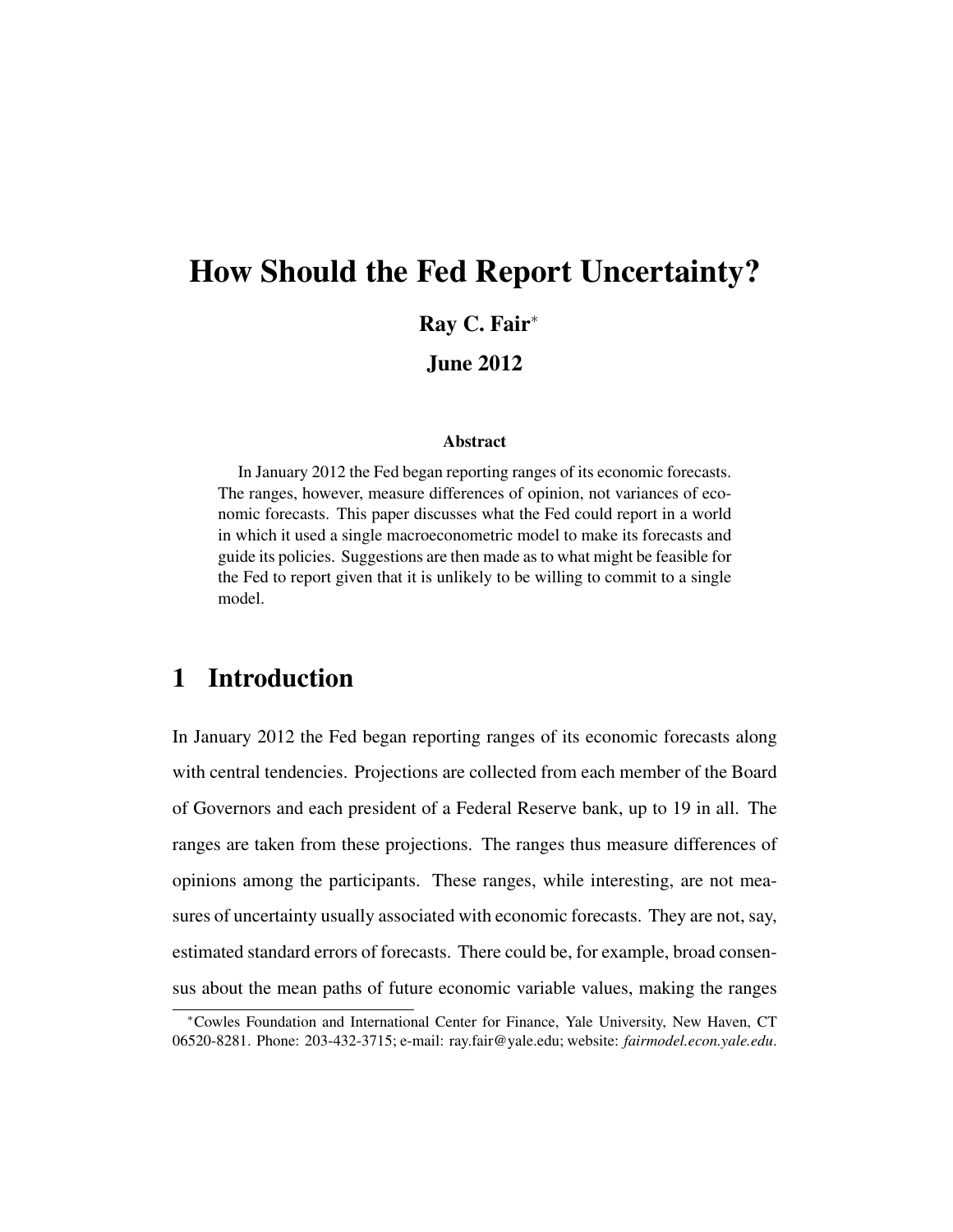# How Should the Fed Report Uncertainty?

**Ray C. Fair**[*]

**June 2012**

### Abstract

In January 2012 the Fed began reporting ranges of its economic forecasts. The ranges, however, measure differences of opinion, not variances of economic forecasts. This paper discusses what the Fed could report in a world in which it used a single macroeconometric model to make its forecasts and guide its policies. Suggestions are then made as to what might be feasible for the Fed to report given that it is unlikely to be willing to commit to a single model.

## 1 Introduction

In January 2012 the Fed began reporting ranges of its economic forecasts along with central tendencies. Projections are collected from each member of the Board of Governors and each president of a Federal Reserve bank, up to 19 in all. The ranges are taken from these projections. The ranges thus measure differences of opinions among the participants. These ranges, while interesting, are not measures of uncertainty usually associated with economic forecasts. They are not, say, estimated standard errors of forecasts. There could be, for example, broad consensus about the mean paths of future economic variable values, making the ranges

[*]Cowles Foundation and International Center for Finance, Yale University, New Haven, CT 06520-8281. Phone: 203-432-3715; e-mail: ray.fair@yale.edu; website: *fairmodel.econ.yale.edu*.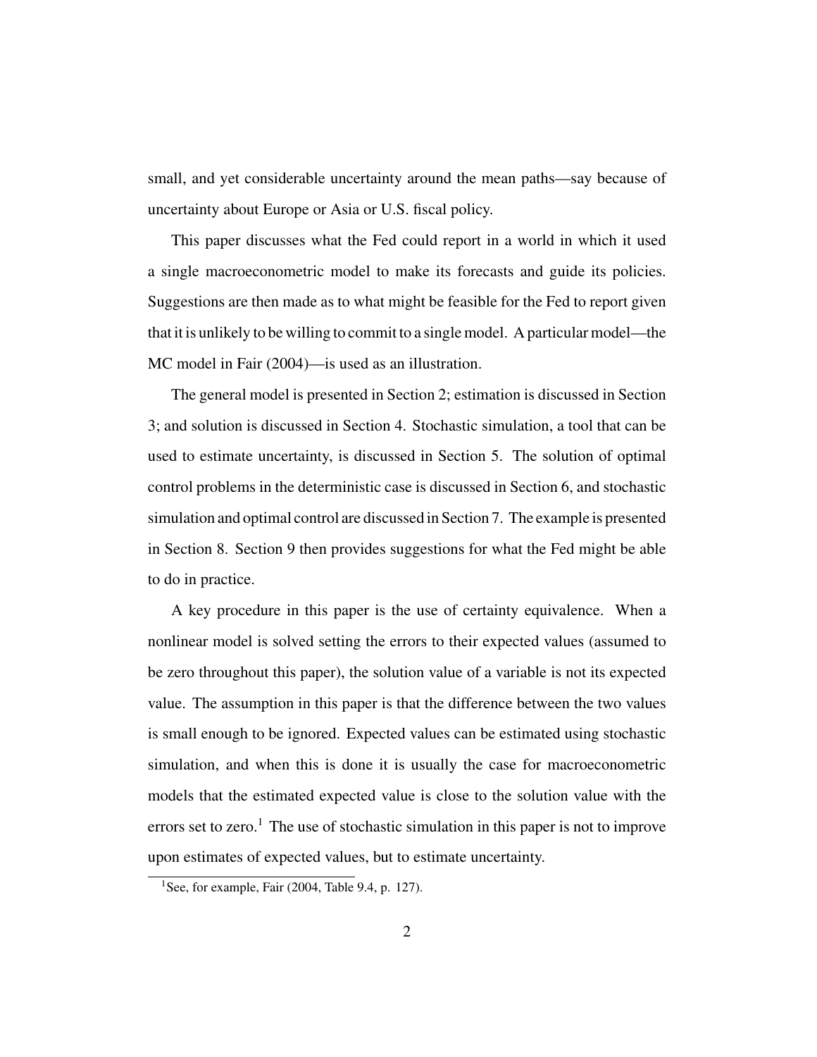small, and yet considerable uncertainty around the mean paths—say because of uncertainty about Europe or Asia or U.S. fiscal policy.

This paper discusses what the Fed could report in a world in which it used a single macroeconometric model to make its forecasts and guide its policies. Suggestions are then made as to what might be feasible for the Fed to report given that it is unlikely to be willing to commit to a single model. A particular model—the MC model in Fair (2004)—is used as an illustration.

The general model is presented in Section 2; estimation is discussed in Section 3; and solution is discussed in Section 4. Stochastic simulation, a tool that can be used to estimate uncertainty, is discussed in Section 5. The solution of optimal control problems in the deterministic case is discussed in Section 6, and stochastic simulation and optimal control are discussed in Section 7. The example is presented in Section 8. Section 9 then provides suggestions for what the Fed might be able to do in practice.

A key procedure in this paper is the use of certainty equivalence. When a nonlinear model is solved setting the errors to their expected values (assumed to be zero throughout this paper), the solution value of a variable is not its expected value. The assumption in this paper is that the difference between the two values is small enough to be ignored. Expected values can be estimated using stochastic simulation, and when this is done it is usually the case for macroeconometric models that the estimated expected value is close to the solution value with the errors set to zero.[1] The use of stochastic simulation in this paper is not to improve upon estimates of expected values, but to estimate uncertainty.

[1] See, for example, Fair (2004, Table 9.4, p. 127).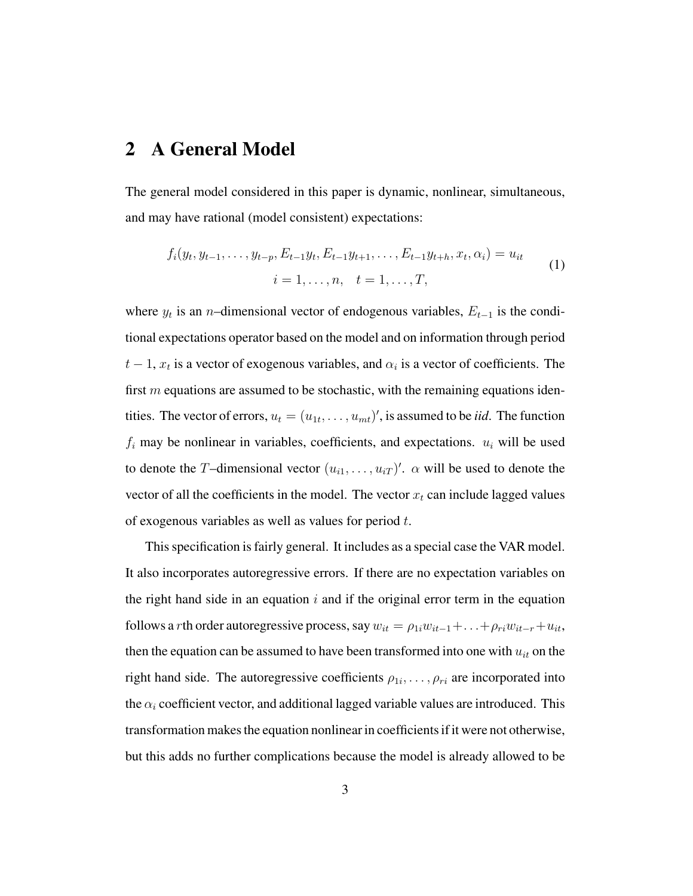## 2 A General Model

The general model considered in this paper is dynamic, nonlinear, simultaneous, and may have rational (model consistent) expectations:

$$f_i(y_t, y_{t-1}, \ldots, y_{t-p}, E_{t-1}y_t, E_{t-1}y_{t+1}, \ldots, E_{t-1}y_{t+h}, x_t, \alpha_i) = u_{it}$$
$$i = 1, \ldots, n, \quad t = 1, \ldots, T, \tag{1}$$

where $y_t$ is an $n$–dimensional vector of endogenous variables, $E_{t-1}$ is the conditional expectations operator based on the model and on information through period $t-1$, $x_t$ is a vector of exogenous variables, and $\alpha_i$ is a vector of coefficients. The first $m$ equations are assumed to be stochastic, with the remaining equations identities. The vector of errors, $u_t = (u_{1t}, \ldots, u_{mt})'$, is assumed to be ***iid***. The function $f_i$ may be nonlinear in variables, coefficients, and expectations. $u_i$ will be used to denote the $T$–dimensional vector $(u_{i1}, \ldots, u_{iT})'$. $\alpha$ will be used to denote the vector of all the coefficients in the model. The vector $x_t$ can include lagged values of exogenous variables as well as values for period $t$.

This specification is fairly general. It includes as a special case the VAR model. It also incorporates autoregressive errors. If there are no expectation variables on the right hand side in an equation $i$ and if the original error term in the equation follows a $r$th order autoregressive process, say $w_{it} = \rho_{1i}w_{it-1} + \ldots + \rho_{ri}w_{it-r} + u_{it}$, then the equation can be assumed to have been transformed into one with $u_{it}$ on the right hand side. The autoregressive coefficients $\rho_{1i}, \ldots, \rho_{ri}$ are incorporated into the $\alpha_i$ coefficient vector, and additional lagged variable values are introduced. This transformation makes the equation nonlinear in coefficients if it were not otherwise, but this adds no further complications because the model is already allowed to be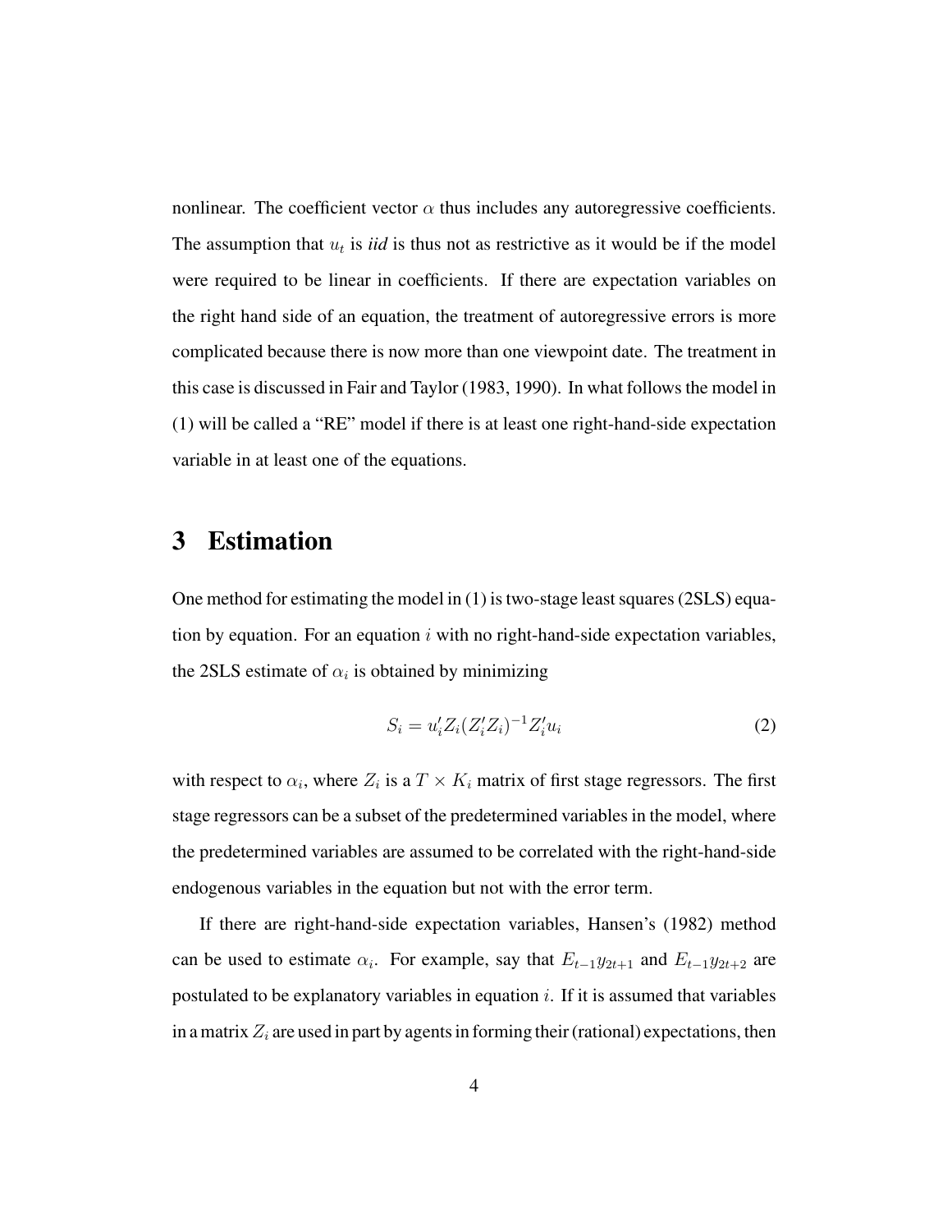nonlinear. The coefficient vector $\alpha$ thus includes any autoregressive coefficients. The assumption that $u_t$ is *iid* is thus not as restrictive as it would be if the model were required to be linear in coefficients. If there are expectation variables on the right hand side of an equation, the treatment of autoregressive errors is more complicated because there is now more than one viewpoint date. The treatment in this case is discussed in Fair and Taylor (1983, 1990). In what follows the model in (1) will be called a "RE" model if there is at least one right-hand-side expectation variable in at least one of the equations.

## 3 Estimation

One method for estimating the model in (1) is two-stage least squares (2SLS) equation by equation. For an equation $i$ with no right-hand-side expectation variables, the 2SLS estimate of $\alpha_i$ is obtained by minimizing

$$S_i = u_i' Z_i (Z_i' Z_i)^{-1} Z_i' u_i \tag{2}$$

with respect to $\alpha_i$, where $Z_i$ is a $T \times K_i$ matrix of first stage regressors. The first stage regressors can be a subset of the predetermined variables in the model, where the predetermined variables are assumed to be correlated with the right-hand-side endogenous variables in the equation but not with the error term.

If there are right-hand-side expectation variables, Hansen's (1982) method can be used to estimate $\alpha_i$. For example, say that $E_{t-1}y_{2t+1}$ and $E_{t-1}y_{2t+2}$ are postulated to be explanatory variables in equation $i$. If it is assumed that variables in a matrix $Z_i$ are used in part by agents in forming their (rational) expectations, then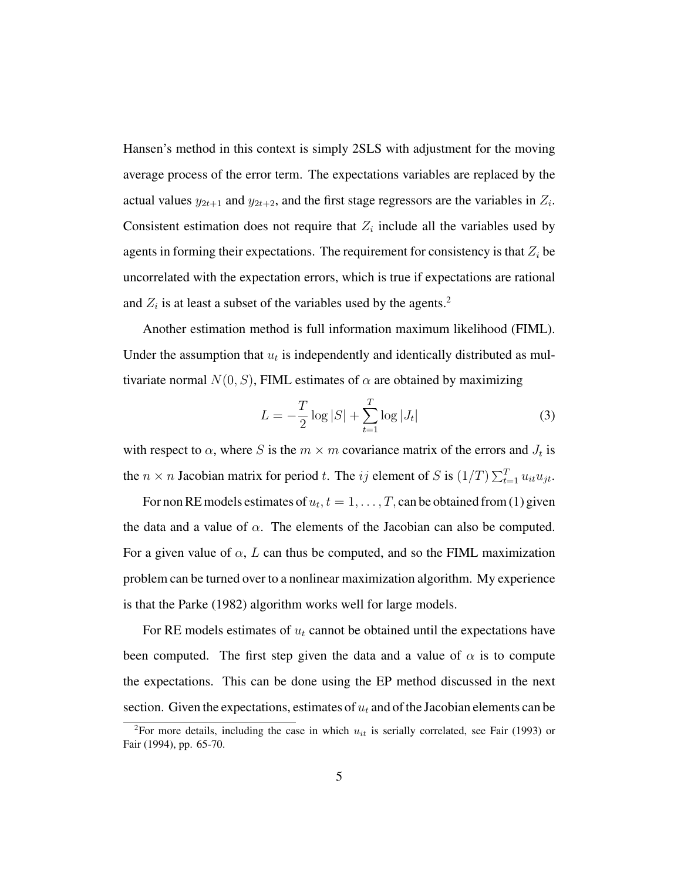Hansen's method in this context is simply 2SLS with adjustment for the moving average process of the error term. The expectations variables are replaced by the actual values $y_{2t+1}$ and $y_{2t+2}$, and the first stage regressors are the variables in $Z_i$. Consistent estimation does not require that $Z_i$ include all the variables used by agents in forming their expectations. The requirement for consistency is that $Z_i$ be uncorrelated with the expectation errors, which is true if expectations are rational and $Z_i$ is at least a subset of the variables used by the agents.[2]

Another estimation method is full information maximum likelihood (FIML). Under the assumption that $u_t$ is independently and identically distributed as multivariate normal $N(0, S)$, FIML estimates of $\alpha$ are obtained by maximizing

$$L = -\frac{T}{2}\log|S| + \sum_{t=1}^{T}\log|J_t| \tag{3}$$

with respect to $\alpha$, where $S$ is the $m \times m$ covariance matrix of the errors and $J_t$ is the $n \times n$ Jacobian matrix for period $t$. The $ij$ element of $S$ is $(1/T)\sum_{t=1}^{T} u_{it}u_{jt}$.

For non RE models estimates of $u_t, t = 1, \ldots, T,$ can be obtained from (1) given the data and a value of $\alpha$. The elements of the Jacobian can also be computed. For a given value of $\alpha$, $L$ can thus be computed, and so the FIML maximization problem can be turned over to a nonlinear maximization algorithm. My experience is that the Parke (1982) algorithm works well for large models.

For RE models estimates of $u_t$ cannot be obtained until the expectations have been computed. The first step given the data and a value of $\alpha$ is to compute the expectations. This can be done using the EP method discussed in the next section. Given the expectations, estimates of $u_t$ and of the Jacobian elements can be

[2] For more details, including the case in which $u_{it}$ is serially correlated, see Fair (1993) or Fair (1994), pp. 65-70.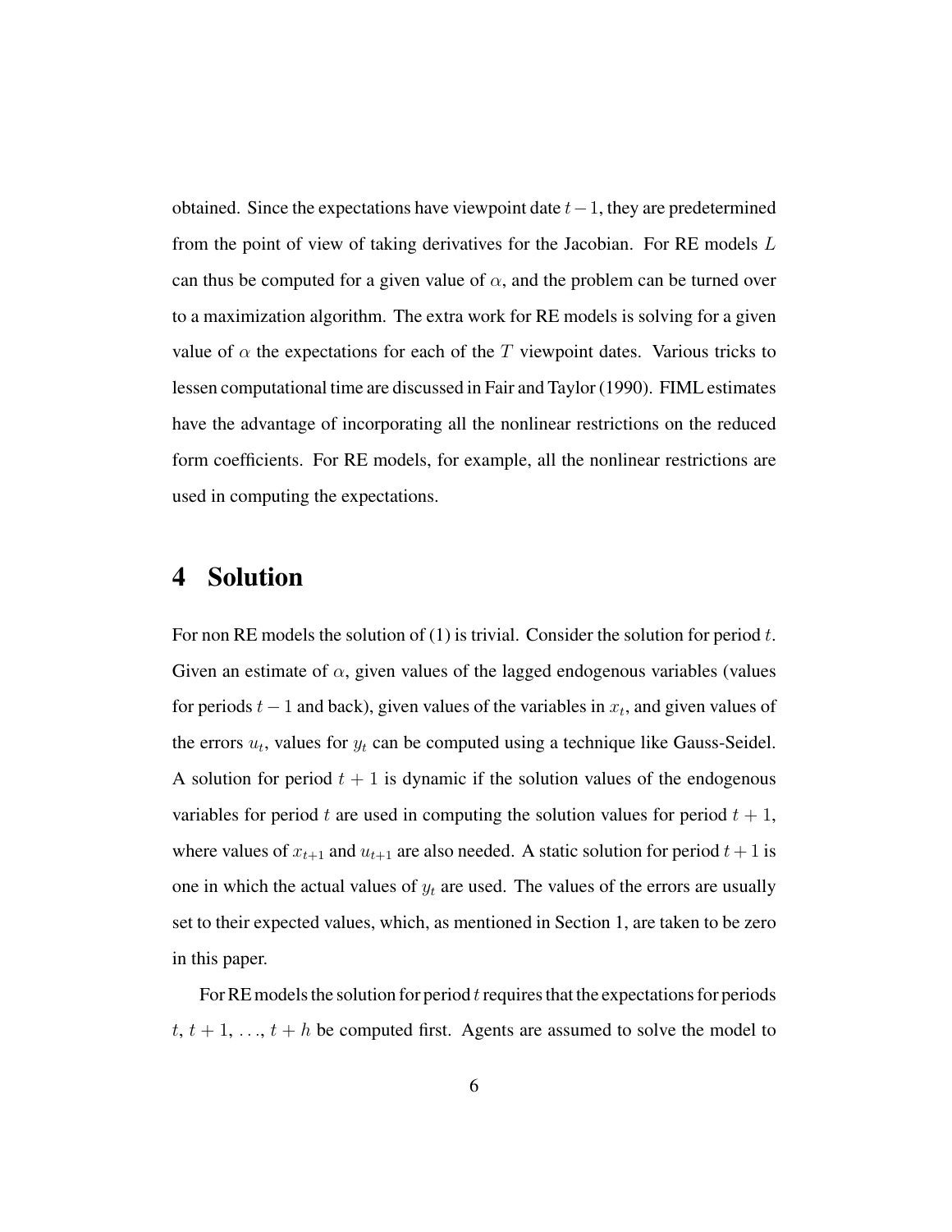obtained. Since the expectations have viewpoint date $t-1$, they are predetermined from the point of view of taking derivatives for the Jacobian. For RE models $L$ can thus be computed for a given value of $\alpha$, and the problem can be turned over to a maximization algorithm. The extra work for RE models is solving for a given value of $\alpha$ the expectations for each of the $T$ viewpoint dates. Various tricks to lessen computational time are discussed in Fair and Taylor (1990). FIML estimates have the advantage of incorporating all the nonlinear restrictions on the reduced form coefficients. For RE models, for example, all the nonlinear restrictions are used in computing the expectations.

# 4 Solution

For non RE models the solution of (1) is trivial. Consider the solution for period $t$. Given an estimate of $\alpha$, given values of the lagged endogenous variables (values for periods $t-1$ and back), given values of the variables in $x_t$, and given values of the errors $u_t$, values for $y_t$ can be computed using a technique like Gauss-Seidel. A solution for period $t+1$ is dynamic if the solution values of the endogenous variables for period $t$ are used in computing the solution values for period $t+1$, where values of $x_{t+1}$ and $u_{t+1}$ are also needed. A static solution for period $t+1$ is one in which the actual values of $y_t$ are used. The values of the errors are usually set to their expected values, which, as mentioned in Section 1, are taken to be zero in this paper.

For RE models the solution for period $t$ requires that the expectations for periods $t$, $t+1$, ..., $t+h$ be computed first. Agents are assumed to solve the model to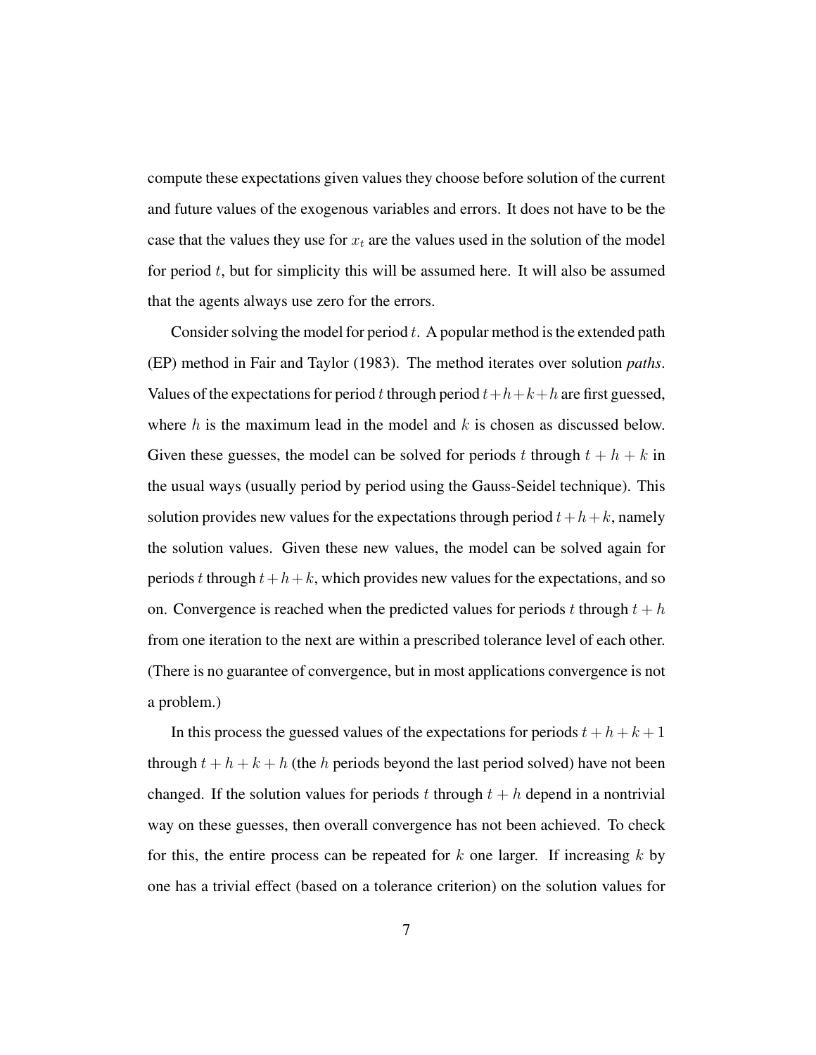compute these expectations given values they choose before solution of the current and future values of the exogenous variables and errors. It does not have to be the case that the values they use for $x_t$ are the values used in the solution of the model for period $t$, but for simplicity this will be assumed here. It will also be assumed that the agents always use zero for the errors.

Consider solving the model for period $t$. A popular method is the extended path (EP) method in Fair and Taylor (1983). The method iterates over solution *paths*. Values of the expectations for period $t$ through period $t+h+k+h$ are first guessed, where $h$ is the maximum lead in the model and $k$ is chosen as discussed below. Given these guesses, the model can be solved for periods $t$ through $t+h+k$ in the usual ways (usually period by period using the Gauss-Seidel technique). This solution provides new values for the expectations through period $t+h+k$, namely the solution values. Given these new values, the model can be solved again for periods $t$ through $t+h+k$, which provides new values for the expectations, and so on. Convergence is reached when the predicted values for periods $t$ through $t+h$ from one iteration to the next are within a prescribed tolerance level of each other. (There is no guarantee of convergence, but in most applications convergence is not a problem.)

In this process the guessed values of the expectations for periods $t+h+k+1$ through $t+h+k+h$ (the $h$ periods beyond the last period solved) have not been changed. If the solution values for periods $t$ through $t+h$ depend in a nontrivial way on these guesses, then overall convergence has not been achieved. To check for this, the entire process can be repeated for $k$ one larger. If increasing $k$ by one has a trivial effect (based on a tolerance criterion) on the solution values for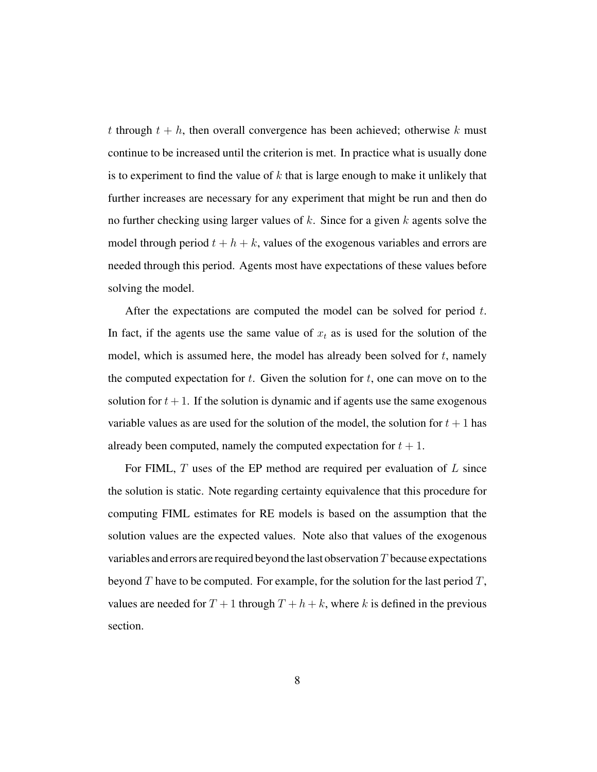$t$ through $t + h$, then overall convergence has been achieved; otherwise $k$ must continue to be increased until the criterion is met. In practice what is usually done is to experiment to find the value of $k$ that is large enough to make it unlikely that further increases are necessary for any experiment that might be run and then do no further checking using larger values of $k$. Since for a given $k$ agents solve the model through period $t + h + k$, values of the exogenous variables and errors are needed through this period. Agents most have expectations of these values before solving the model.

After the expectations are computed the model can be solved for period $t$. In fact, if the agents use the same value of $x_t$ as is used for the solution of the model, which is assumed here, the model has already been solved for $t$, namely the computed expectation for $t$. Given the solution for $t$, one can move on to the solution for $t + 1$. If the solution is dynamic and if agents use the same exogenous variable values as are used for the solution of the model, the solution for $t + 1$ has already been computed, namely the computed expectation for $t + 1$.

For FIML, $T$ uses of the EP method are required per evaluation of $L$ since the solution is static. Note regarding certainty equivalence that this procedure for computing FIML estimates for RE models is based on the assumption that the solution values are the expected values. Note also that values of the exogenous variables and errors are required beyond the last observation $T$ because expectations beyond $T$ have to be computed. For example, for the solution for the last period $T$, values are needed for $T + 1$ through $T + h + k$, where $k$ is defined in the previous section.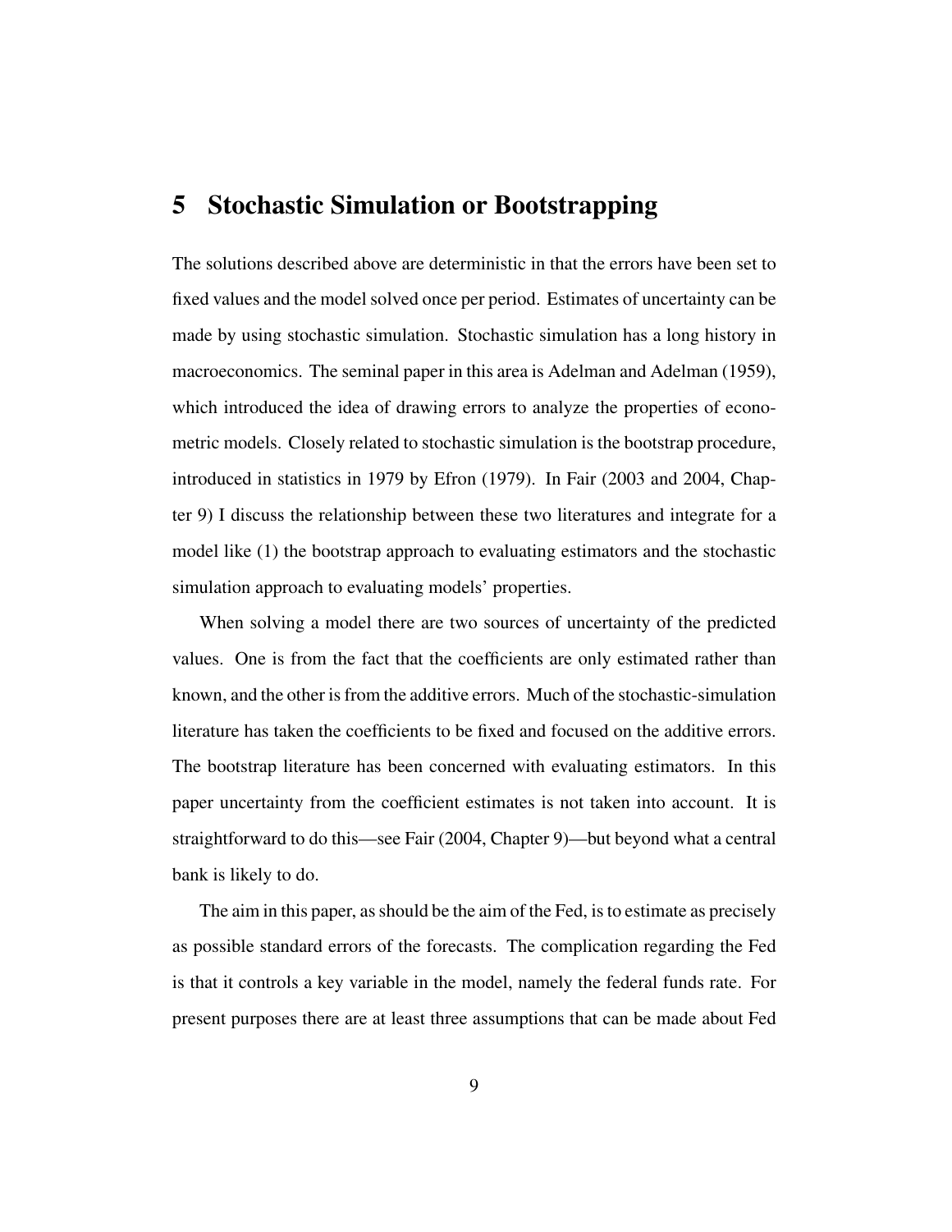## 5 Stochastic Simulation or Bootstrapping

The solutions described above are deterministic in that the errors have been set to fixed values and the model solved once per period. Estimates of uncertainty can be made by using stochastic simulation. Stochastic simulation has a long history in macroeconomics. The seminal paper in this area is Adelman and Adelman (1959), which introduced the idea of drawing errors to analyze the properties of econometric models. Closely related to stochastic simulation is the bootstrap procedure, introduced in statistics in 1979 by Efron (1979). In Fair (2003 and 2004, Chapter 9) I discuss the relationship between these two literatures and integrate for a model like (1) the bootstrap approach to evaluating estimators and the stochastic simulation approach to evaluating models' properties.

When solving a model there are two sources of uncertainty of the predicted values. One is from the fact that the coefficients are only estimated rather than known, and the other is from the additive errors. Much of the stochastic-simulation literature has taken the coefficients to be fixed and focused on the additive errors. The bootstrap literature has been concerned with evaluating estimators. In this paper uncertainty from the coefficient estimates is not taken into account. It is straightforward to do this—see Fair (2004, Chapter 9)—but beyond what a central bank is likely to do.

The aim in this paper, as should be the aim of the Fed, is to estimate as precisely as possible standard errors of the forecasts. The complication regarding the Fed is that it controls a key variable in the model, namely the federal funds rate. For present purposes there are at least three assumptions that can be made about Fed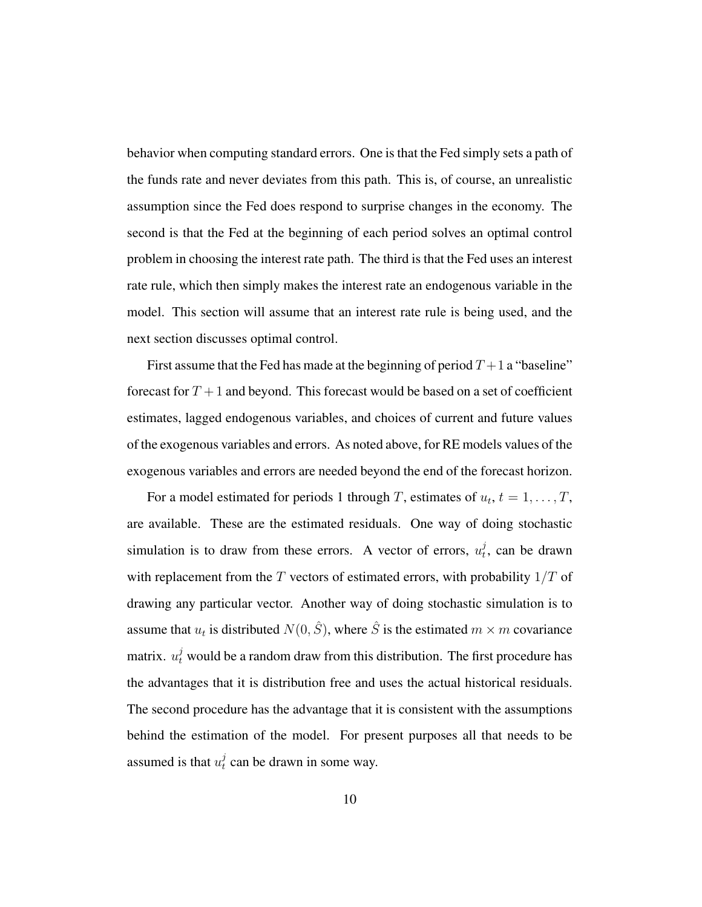behavior when computing standard errors. One is that the Fed simply sets a path of the funds rate and never deviates from this path. This is, of course, an unrealistic assumption since the Fed does respond to surprise changes in the economy. The second is that the Fed at the beginning of each period solves an optimal control problem in choosing the interest rate path. The third is that the Fed uses an interest rate rule, which then simply makes the interest rate an endogenous variable in the model. This section will assume that an interest rate rule is being used, and the next section discusses optimal control.

First assume that the Fed has made at the beginning of period $T+1$ a "baseline" forecast for $T+1$ and beyond. This forecast would be based on a set of coefficient estimates, lagged endogenous variables, and choices of current and future values of the exogenous variables and errors. As noted above, for RE models values of the exogenous variables and errors are needed beyond the end of the forecast horizon.

For a model estimated for periods 1 through $T$, estimates of $u_t$, $t = 1, \ldots, T$, are available. These are the estimated residuals. One way of doing stochastic simulation is to draw from these errors. A vector of errors, $u_t^j$, can be drawn with replacement from the $T$ vectors of estimated errors, with probability $1/T$ of drawing any particular vector. Another way of doing stochastic simulation is to assume that $u_t$ is distributed $N(0, \hat{S})$, where $\hat{S}$ is the estimated $m \times m$ covariance matrix. $u_t^j$ would be a random draw from this distribution. The first procedure has the advantages that it is distribution free and uses the actual historical residuals. The second procedure has the advantage that it is consistent with the assumptions behind the estimation of the model. For present purposes all that needs to be assumed is that $u_t^j$ can be drawn in some way.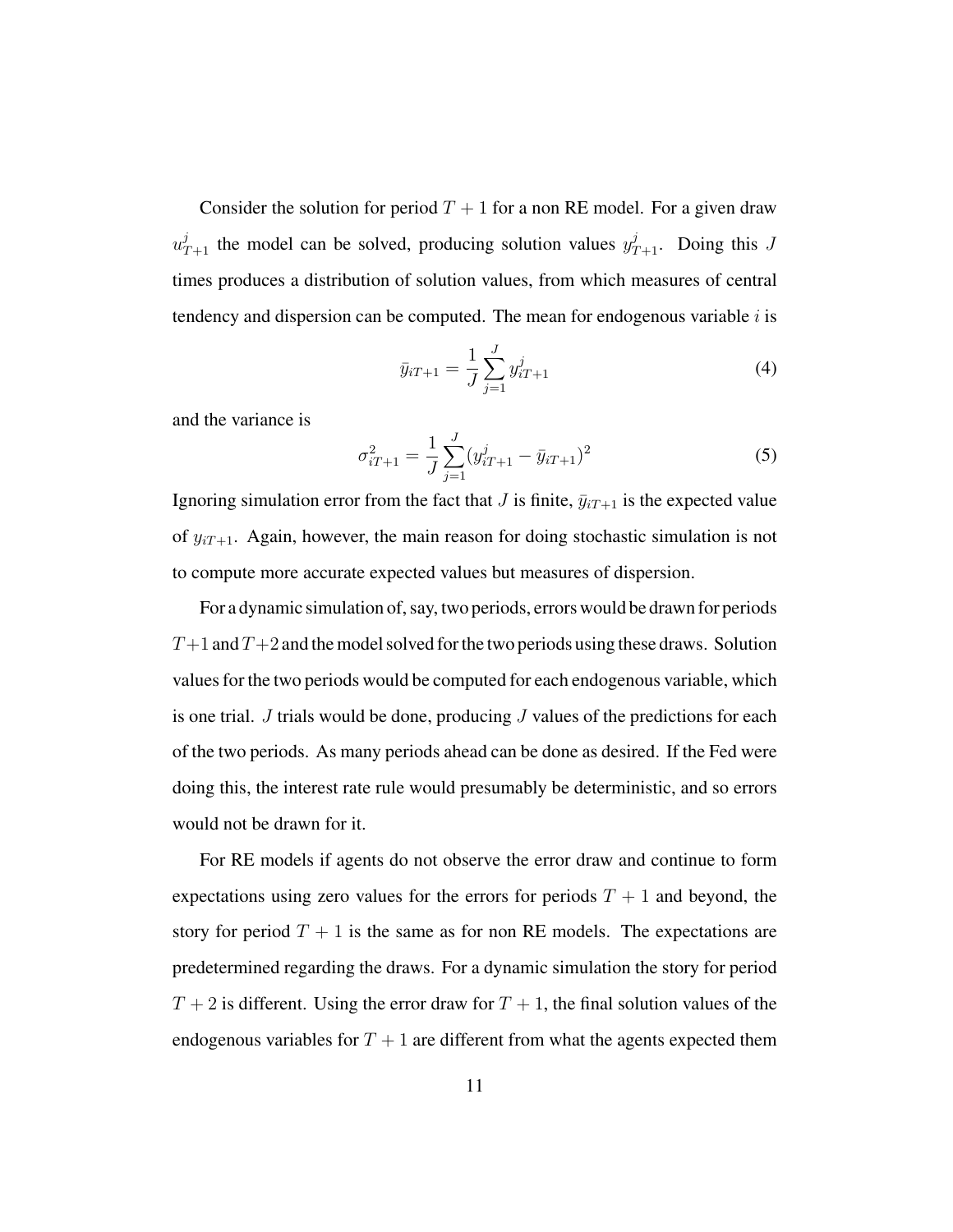Consider the solution for period $T + 1$ for a non RE model. For a given draw $u^j_{T+1}$ the model can be solved, producing solution values $y^j_{T+1}$. Doing this $J$ times produces a distribution of solution values, from which measures of central tendency and dispersion can be computed. The mean for endogenous variable $i$ is

$$\bar{y}_{iT+1} = \frac{1}{J} \sum_{j=1}^{J} y^j_{iT+1} \tag{4}$$

and the variance is

$$\sigma^2_{iT+1} = \frac{1}{J} \sum_{j=1}^{J} (y^j_{iT+1} - \bar{y}_{iT+1})^2 \tag{5}$$

Ignoring simulation error from the fact that $J$ is finite, $\bar{y}_{iT+1}$ is the expected value of $y_{iT+1}$. Again, however, the main reason for doing stochastic simulation is not to compute more accurate expected values but measures of dispersion.

For a dynamic simulation of, say, two periods, errors would be drawn for periods $T+1$ and $T+2$ and the model solved for the two periods using these draws. Solution values for the two periods would be computed for each endogenous variable, which is one trial. $J$ trials would be done, producing $J$ values of the predictions for each of the two periods. As many periods ahead can be done as desired. If the Fed were doing this, the interest rate rule would presumably be deterministic, and so errors would not be drawn for it.

For RE models if agents do not observe the error draw and continue to form expectations using zero values for the errors for periods $T + 1$ and beyond, the story for period $T + 1$ is the same as for non RE models. The expectations are predetermined regarding the draws. For a dynamic simulation the story for period $T + 2$ is different. Using the error draw for $T + 1$, the final solution values of the endogenous variables for $T + 1$ are different from what the agents expected them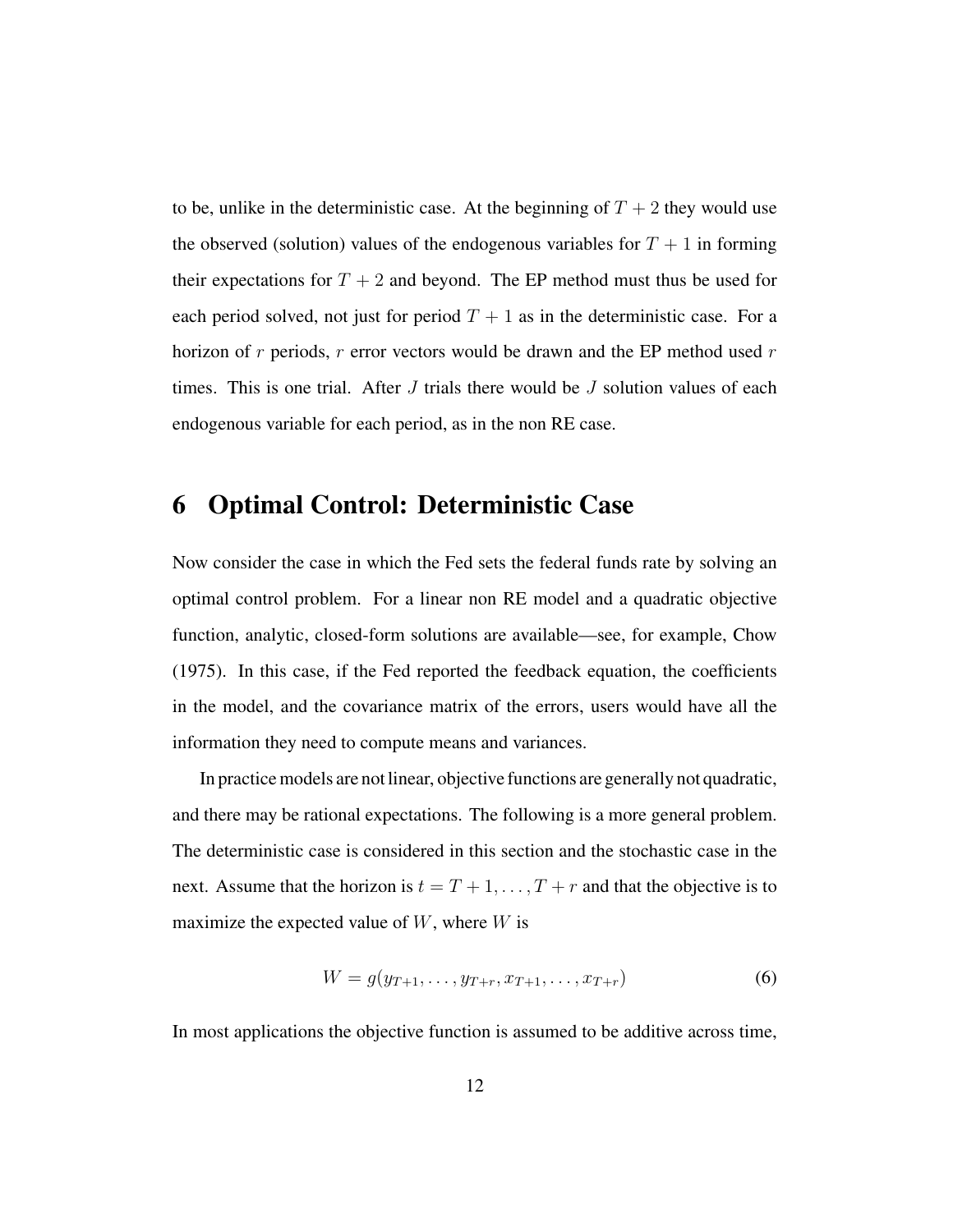to be, unlike in the deterministic case. At the beginning of $T+2$ they would use the observed (solution) values of the endogenous variables for $T+1$ in forming their expectations for $T+2$ and beyond. The EP method must thus be used for each period solved, not just for period $T+1$ as in the deterministic case. For a horizon of $r$ periods, $r$ error vectors would be drawn and the EP method used $r$ times. This is one trial. After $J$ trials there would be $J$ solution values of each endogenous variable for each period, as in the non RE case.

## 6 Optimal Control: Deterministic Case

Now consider the case in which the Fed sets the federal funds rate by solving an optimal control problem. For a linear non RE model and a quadratic objective function, analytic, closed-form solutions are available—see, for example, Chow (1975). In this case, if the Fed reported the feedback equation, the coefficients in the model, and the covariance matrix of the errors, users would have all the information they need to compute means and variances.

In practice models are not linear, objective functions are generally not quadratic, and there may be rational expectations. The following is a more general problem. The deterministic case is considered in this section and the stochastic case in the next. Assume that the horizon is $t = T+1, \ldots, T+r$ and that the objective is to maximize the expected value of $W$, where $W$ is

$$W = g(y_{T+1}, \ldots, y_{T+r}, x_{T+1}, \ldots, x_{T+r}) \tag{6}$$

In most applications the objective function is assumed to be additive across time,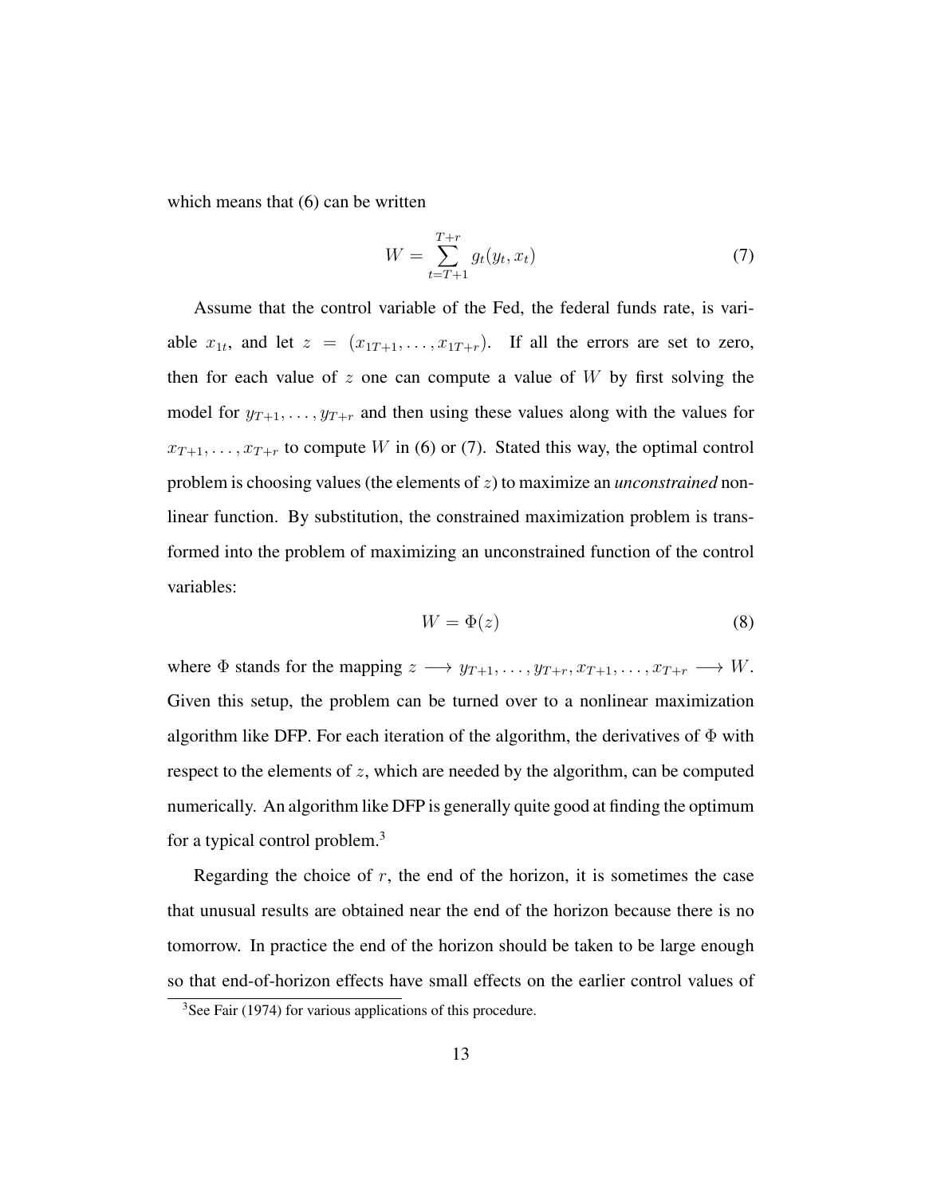which means that (6) can be written

$$W = \sum_{t=T+1}^{T+r} g_t(y_t, x_t) \tag{7}$$

Assume that the control variable of the Fed, the federal funds rate, is variable $x_{1t}$, and let $z = (x_{1T+1}, \ldots, x_{1T+r})$. If all the errors are set to zero, then for each value of $z$ one can compute a value of $W$ by first solving the model for $y_{T+1}, \ldots, y_{T+r}$ and then using these values along with the values for $x_{T+1}, \ldots, x_{T+r}$ to compute $W$ in (6) or (7). Stated this way, the optimal control problem is choosing values (the elements of $z$) to maximize an *unconstrained* nonlinear function. By substitution, the constrained maximization problem is transformed into the problem of maximizing an unconstrained function of the control variables:

$$W = \Phi(z) \tag{8}$$

where $\Phi$ stands for the mapping $z \longrightarrow y_{T+1}, \ldots, y_{T+r}, x_{T+1}, \ldots, x_{T+r} \longrightarrow W$. Given this setup, the problem can be turned over to a nonlinear maximization algorithm like DFP. For each iteration of the algorithm, the derivatives of $\Phi$ with respect to the elements of $z$, which are needed by the algorithm, can be computed numerically. An algorithm like DFP is generally quite good at finding the optimum for a typical control problem.[3]

Regarding the choice of $r$, the end of the horizon, it is sometimes the case that unusual results are obtained near the end of the horizon because there is no tomorrow. In practice the end of the horizon should be taken to be large enough so that end-of-horizon effects have small effects on the earlier control values of

[3] See Fair (1974) for various applications of this procedure.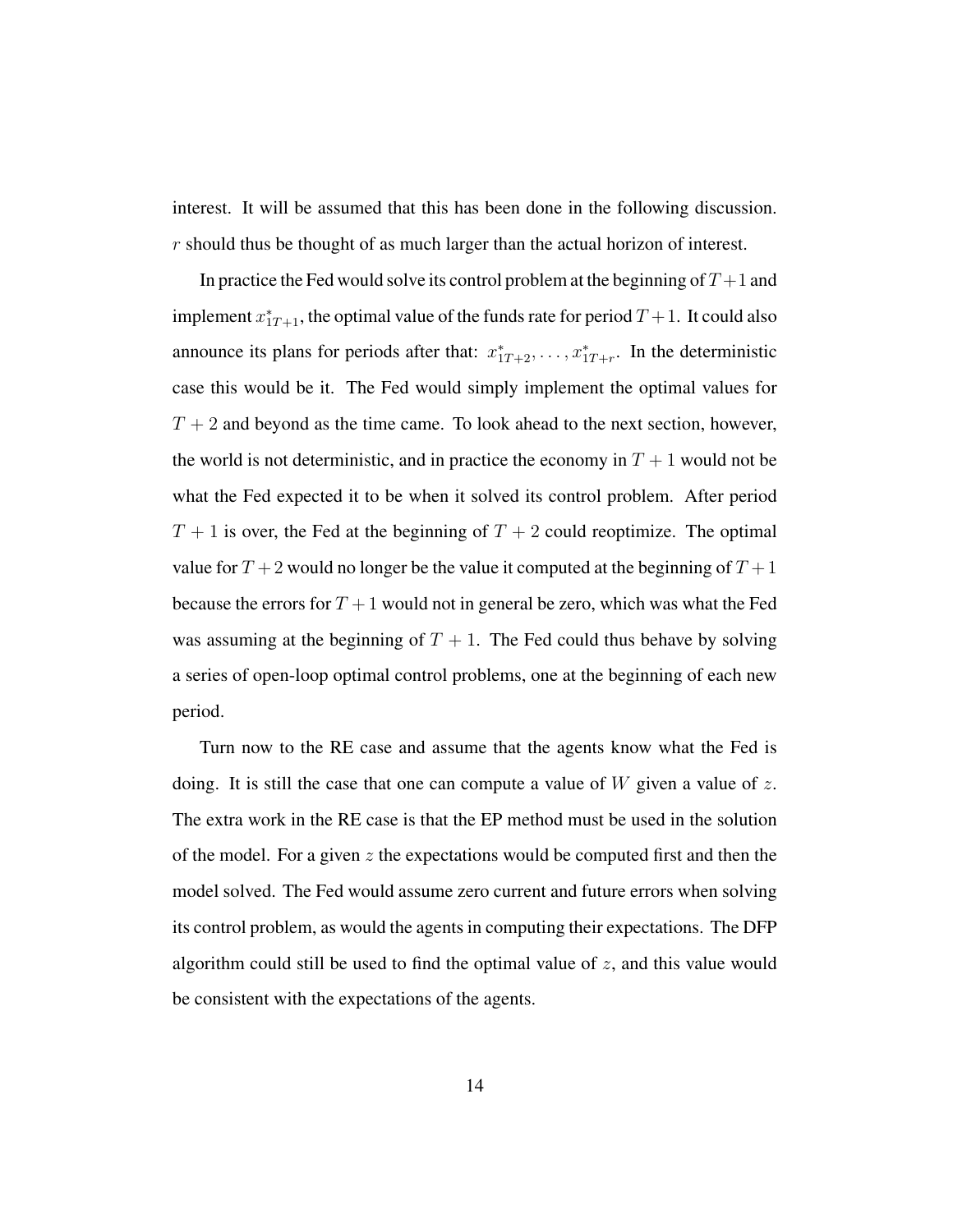interest. It will be assumed that this has been done in the following discussion. $r$ should thus be thought of as much larger than the actual horizon of interest.

In practice the Fed would solve its control problem at the beginning of $T+1$ and implement $x^*_{1T+1}$, the optimal value of the funds rate for period $T+1$. It could also announce its plans for periods after that: $x^*_{1T+2}, \ldots, x^*_{1T+r}$. In the deterministic case this would be it. The Fed would simply implement the optimal values for $T+2$ and beyond as the time came. To look ahead to the next section, however, the world is not deterministic, and in practice the economy in $T+1$ would not be what the Fed expected it to be when it solved its control problem. After period $T+1$ is over, the Fed at the beginning of $T+2$ could reoptimize. The optimal value for $T+2$ would no longer be the value it computed at the beginning of $T+1$ because the errors for $T+1$ would not in general be zero, which was what the Fed was assuming at the beginning of $T+1$. The Fed could thus behave by solving a series of open-loop optimal control problems, one at the beginning of each new period.

Turn now to the RE case and assume that the agents know what the Fed is doing. It is still the case that one can compute a value of $W$ given a value of $z$. The extra work in the RE case is that the EP method must be used in the solution of the model. For a given $z$ the expectations would be computed first and then the model solved. The Fed would assume zero current and future errors when solving its control problem, as would the agents in computing their expectations. The DFP algorithm could still be used to find the optimal value of $z$, and this value would be consistent with the expectations of the agents.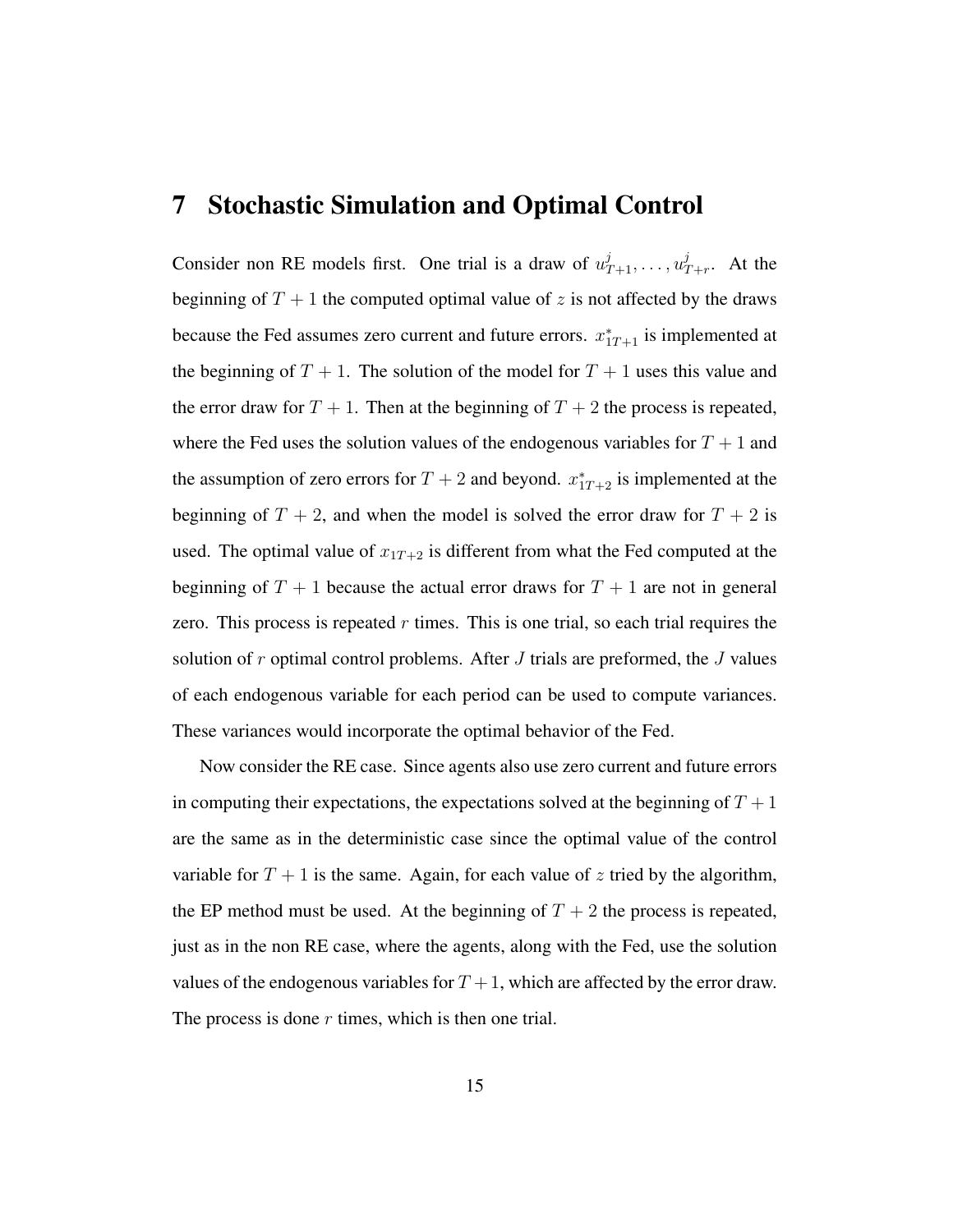## 7 Stochastic Simulation and Optimal Control

Consider non RE models first. One trial is a draw of $u^j_{T+1}, \ldots, u^j_{T+r}$. At the beginning of $T+1$ the computed optimal value of $z$ is not affected by the draws because the Fed assumes zero current and future errors. $x^*_{1T+1}$ is implemented at the beginning of $T+1$. The solution of the model for $T+1$ uses this value and the error draw for $T+1$. Then at the beginning of $T+2$ the process is repeated, where the Fed uses the solution values of the endogenous variables for $T+1$ and the assumption of zero errors for $T+2$ and beyond. $x^*_{1T+2}$ is implemented at the beginning of $T+2$, and when the model is solved the error draw for $T+2$ is used. The optimal value of $x_{1T+2}$ is different from what the Fed computed at the beginning of $T+1$ because the actual error draws for $T+1$ are not in general zero. This process is repeated $r$ times. This is one trial, so each trial requires the solution of $r$ optimal control problems. After $J$ trials are preformed, the $J$ values of each endogenous variable for each period can be used to compute variances. These variances would incorporate the optimal behavior of the Fed.

Now consider the RE case. Since agents also use zero current and future errors in computing their expectations, the expectations solved at the beginning of $T+1$ are the same as in the deterministic case since the optimal value of the control variable for $T+1$ is the same. Again, for each value of $z$ tried by the algorithm, the EP method must be used. At the beginning of $T+2$ the process is repeated, just as in the non RE case, where the agents, along with the Fed, use the solution values of the endogenous variables for $T+1$, which are affected by the error draw. The process is done $r$ times, which is then one trial.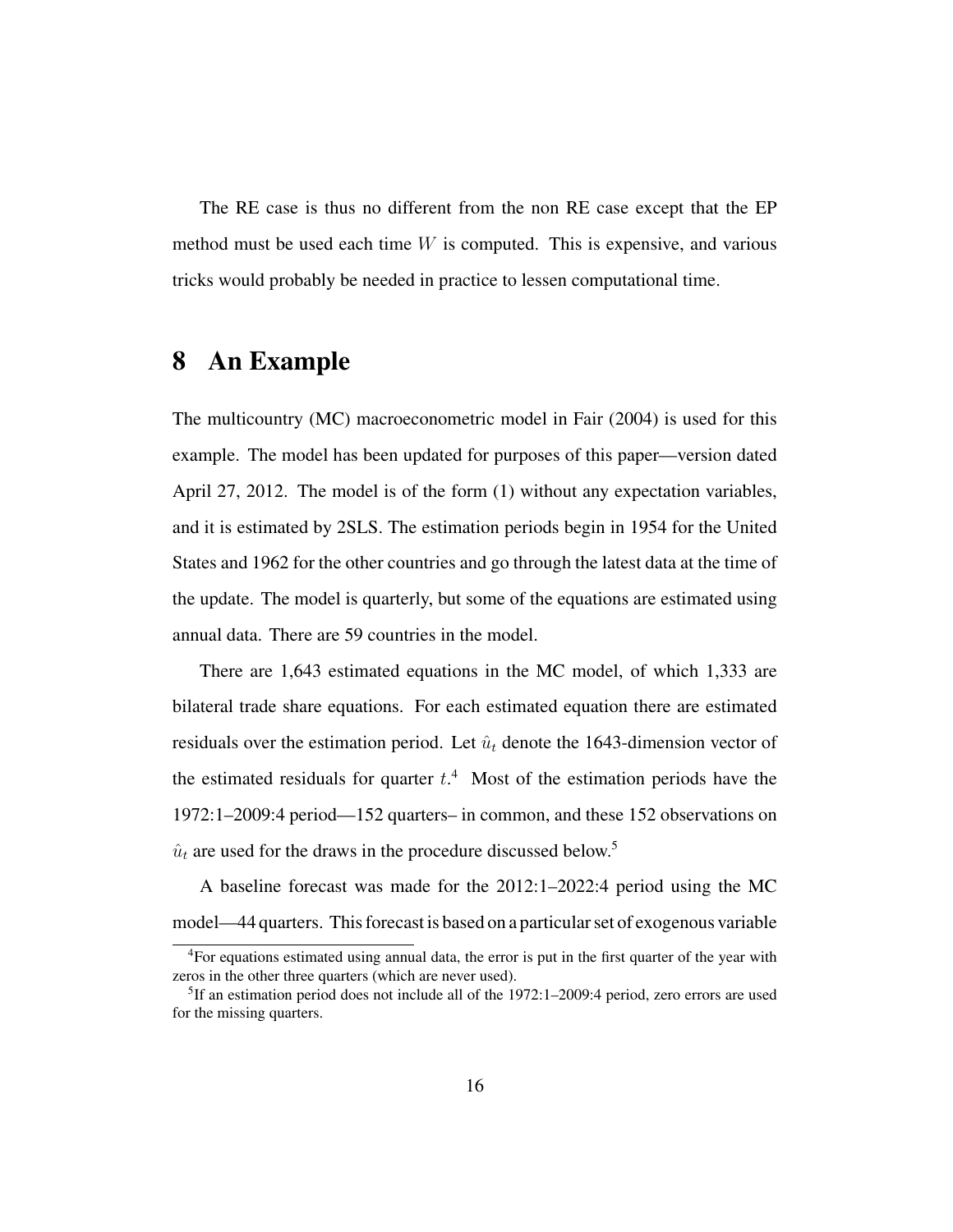The RE case is thus no different from the non RE case except that the EP method must be used each time $W$ is computed. This is expensive, and various tricks would probably be needed in practice to lessen computational time.

# 8 An Example

The multicountry (MC) macroeconometric model in Fair (2004) is used for this example. The model has been updated for purposes of this paper—version dated April 27, 2012. The model is of the form (1) without any expectation variables, and it is estimated by 2SLS. The estimation periods begin in 1954 for the United States and 1962 for the other countries and go through the latest data at the time of the update. The model is quarterly, but some of the equations are estimated using annual data. There are 59 countries in the model.

There are 1,643 estimated equations in the MC model, of which 1,333 are bilateral trade share equations. For each estimated equation there are estimated residuals over the estimation period. Let $\hat{u}_t$ denote the 1643-dimension vector of the estimated residuals for quarter $t$.[4] Most of the estimation periods have the 1972:1–2009:4 period—152 quarters– in common, and these 152 observations on $\hat{u}_t$ are used for the draws in the procedure discussed below.[5]

A baseline forecast was made for the 2012:1–2022:4 period using the MC model—44 quarters. This forecast is based on a particular set of exogenous variable

[4]For equations estimated using annual data, the error is put in the first quarter of the year with zeros in the other three quarters (which are never used).

[5]If an estimation period does not include all of the 1972:1–2009:4 period, zero errors are used for the missing quarters.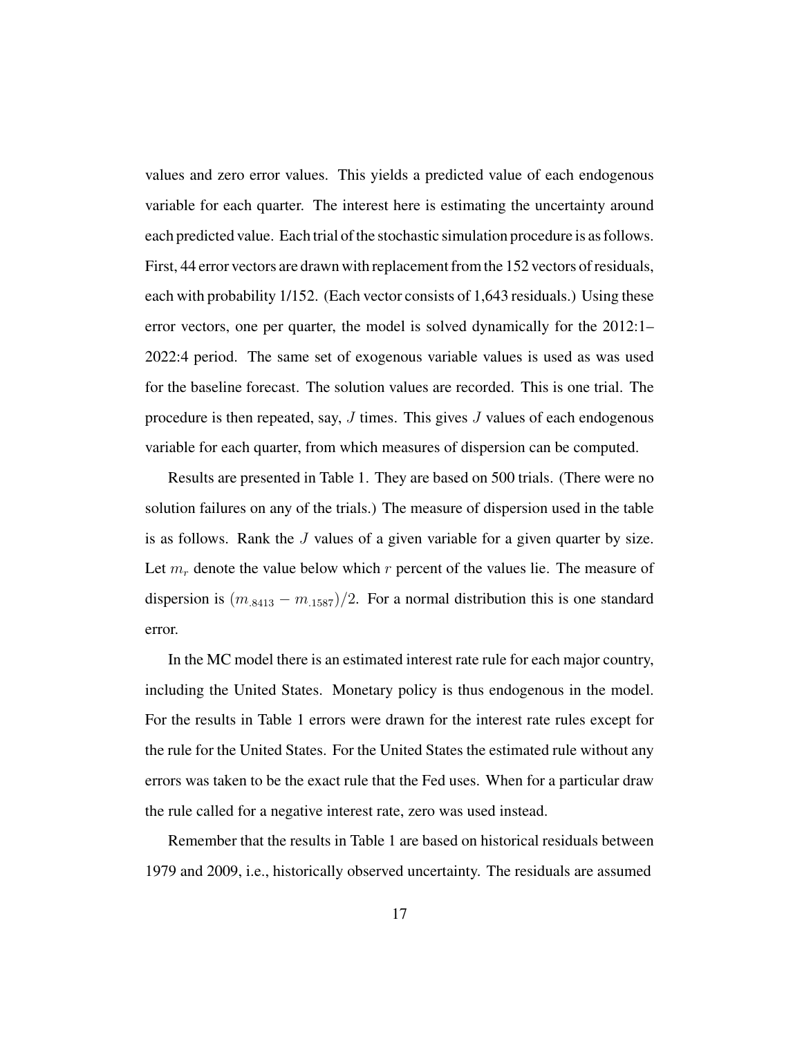values and zero error values. This yields a predicted value of each endogenous variable for each quarter. The interest here is estimating the uncertainty around each predicted value. Each trial of the stochastic simulation procedure is as follows. First, 44 error vectors are drawn with replacement from the 152 vectors of residuals, each with probability 1/152. (Each vector consists of 1,643 residuals.) Using these error vectors, one per quarter, the model is solved dynamically for the 2012:1–2022:4 period. The same set of exogenous variable values is used as was used for the baseline forecast. The solution values are recorded. This is one trial. The procedure is then repeated, say, $J$ times. This gives $J$ values of each endogenous variable for each quarter, from which measures of dispersion can be computed.

Results are presented in Table 1. They are based on 500 trials. (There were no solution failures on any of the trials.) The measure of dispersion used in the table is as follows. Rank the $J$ values of a given variable for a given quarter by size. Let $m_r$ denote the value below which $r$ percent of the values lie. The measure of dispersion is $(m_{.8413} - m_{.1587})/2$. For a normal distribution this is one standard error.

In the MC model there is an estimated interest rate rule for each major country, including the United States. Monetary policy is thus endogenous in the model. For the results in Table 1 errors were drawn for the interest rate rules except for the rule for the United States. For the United States the estimated rule without any errors was taken to be the exact rule that the Fed uses. When for a particular draw the rule called for a negative interest rate, zero was used instead.

Remember that the results in Table 1 are based on historical residuals between 1979 and 2009, i.e., historically observed uncertainty. The residuals are assumed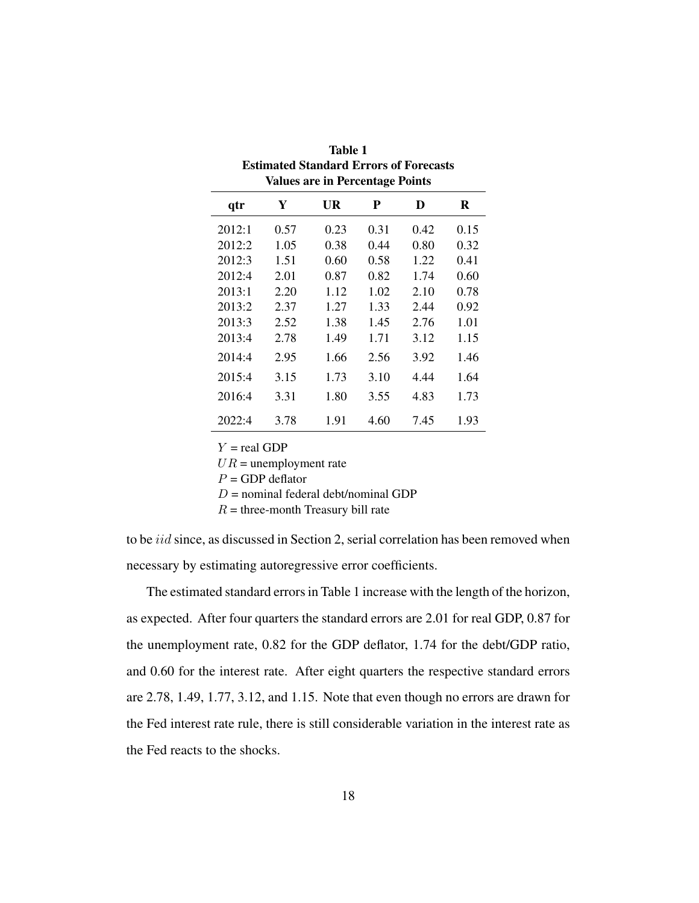**Table 1**
**Estimated Standard Errors of Forecasts**
**Values are in Percentage Points**

| qtr | Y | UR | P | D | R |
|---|---|---|---|---|---|
| 2012:1 | 0.57 | 0.23 | 0.31 | 0.42 | 0.15 |
| 2012:2 | 1.05 | 0.38 | 0.44 | 0.80 | 0.32 |
| 2012:3 | 1.51 | 0.60 | 0.58 | 1.22 | 0.41 |
| 2012:4 | 2.01 | 0.87 | 0.82 | 1.74 | 0.60 |
| 2013:1 | 2.20 | 1.12 | 1.02 | 2.10 | 0.78 |
| 2013:2 | 2.37 | 1.27 | 1.33 | 2.44 | 0.92 |
| 2013:3 | 2.52 | 1.38 | 1.45 | 2.76 | 1.01 |
| 2013:4 | 2.78 | 1.49 | 1.71 | 3.12 | 1.15 |
| 2014:4 | 2.95 | 1.66 | 2.56 | 3.92 | 1.46 |
| 2015:4 | 3.15 | 1.73 | 3.10 | 4.44 | 1.64 |
| 2016:4 | 3.31 | 1.80 | 3.55 | 4.83 | 1.73 |
| 2022:4 | 3.78 | 1.91 | 4.60 | 7.45 | 1.93 |

$Y$ = real GDP
$UR$ = unemployment rate
$P$ = GDP deflator
$D$ = nominal federal debt/nominal GDP
$R$ = three-month Treasury bill rate

to be $iid$ since, as discussed in Section 2, serial correlation has been removed when necessary by estimating autoregressive error coefficients.

The estimated standard errors in Table 1 increase with the length of the horizon, as expected. After four quarters the standard errors are 2.01 for real GDP, 0.87 for the unemployment rate, 0.82 for the GDP deflator, 1.74 for the debt/GDP ratio, and 0.60 for the interest rate. After eight quarters the respective standard errors are 2.78, 1.49, 1.77, 3.12, and 1.15. Note that even though no errors are drawn for the Fed interest rate rule, there is still considerable variation in the interest rate as the Fed reacts to the shocks.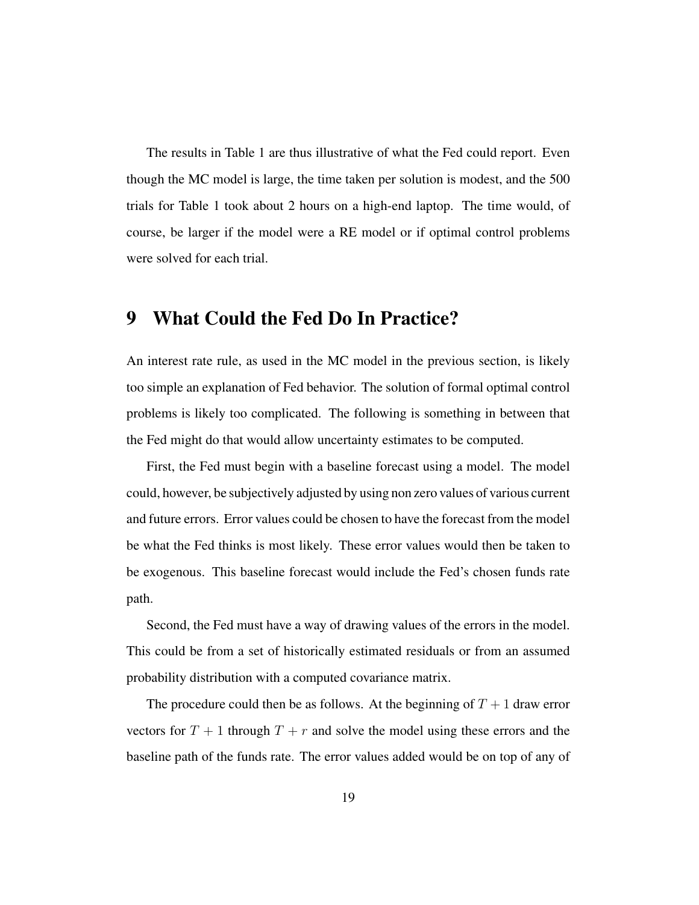The results in Table 1 are thus illustrative of what the Fed could report. Even though the MC model is large, the time taken per solution is modest, and the 500 trials for Table 1 took about 2 hours on a high-end laptop. The time would, of course, be larger if the model were a RE model or if optimal control problems were solved for each trial.

# 9 What Could the Fed Do In Practice?

An interest rate rule, as used in the MC model in the previous section, is likely too simple an explanation of Fed behavior. The solution of formal optimal control problems is likely too complicated. The following is something in between that the Fed might do that would allow uncertainty estimates to be computed.

First, the Fed must begin with a baseline forecast using a model. The model could, however, be subjectively adjusted by using non zero values of various current and future errors. Error values could be chosen to have the forecast from the model be what the Fed thinks is most likely. These error values would then be taken to be exogenous. This baseline forecast would include the Fed's chosen funds rate path.

Second, the Fed must have a way of drawing values of the errors in the model. This could be from a set of historically estimated residuals or from an assumed probability distribution with a computed covariance matrix.

The procedure could then be as follows. At the beginning of $T + 1$ draw error vectors for $T + 1$ through $T + r$ and solve the model using these errors and the baseline path of the funds rate. The error values added would be on top of any of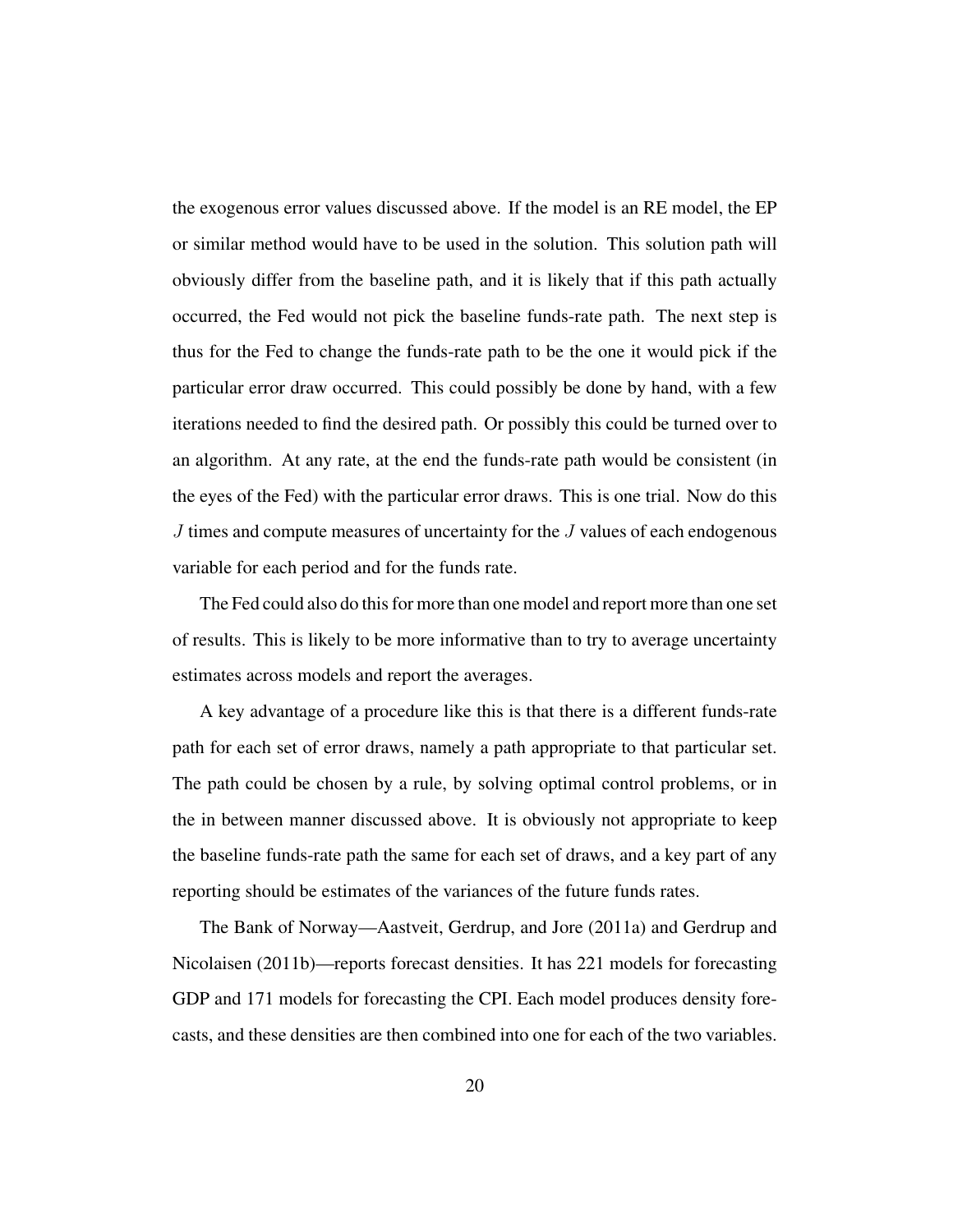the exogenous error values discussed above. If the model is an RE model, the EP or similar method would have to be used in the solution. This solution path will obviously differ from the baseline path, and it is likely that if this path actually occurred, the Fed would not pick the baseline funds-rate path. The next step is thus for the Fed to change the funds-rate path to be the one it would pick if the particular error draw occurred. This could possibly be done by hand, with a few iterations needed to find the desired path. Or possibly this could be turned over to an algorithm. At any rate, at the end the funds-rate path would be consistent (in the eyes of the Fed) with the particular error draws. This is one trial. Now do this $J$ times and compute measures of uncertainty for the $J$ values of each endogenous variable for each period and for the funds rate.

The Fed could also do this for more than one model and report more than one set of results. This is likely to be more informative than to try to average uncertainty estimates across models and report the averages.

A key advantage of a procedure like this is that there is a different funds-rate path for each set of error draws, namely a path appropriate to that particular set. The path could be chosen by a rule, by solving optimal control problems, or in the in between manner discussed above. It is obviously not appropriate to keep the baseline funds-rate path the same for each set of draws, and a key part of any reporting should be estimates of the variances of the future funds rates.

The Bank of Norway—Aastveit, Gerdrup, and Jore (2011a) and Gerdrup and Nicolaisen (2011b)—reports forecast densities. It has 221 models for forecasting GDP and 171 models for forecasting the CPI. Each model produces density forecasts, and these densities are then combined into one for each of the two variables.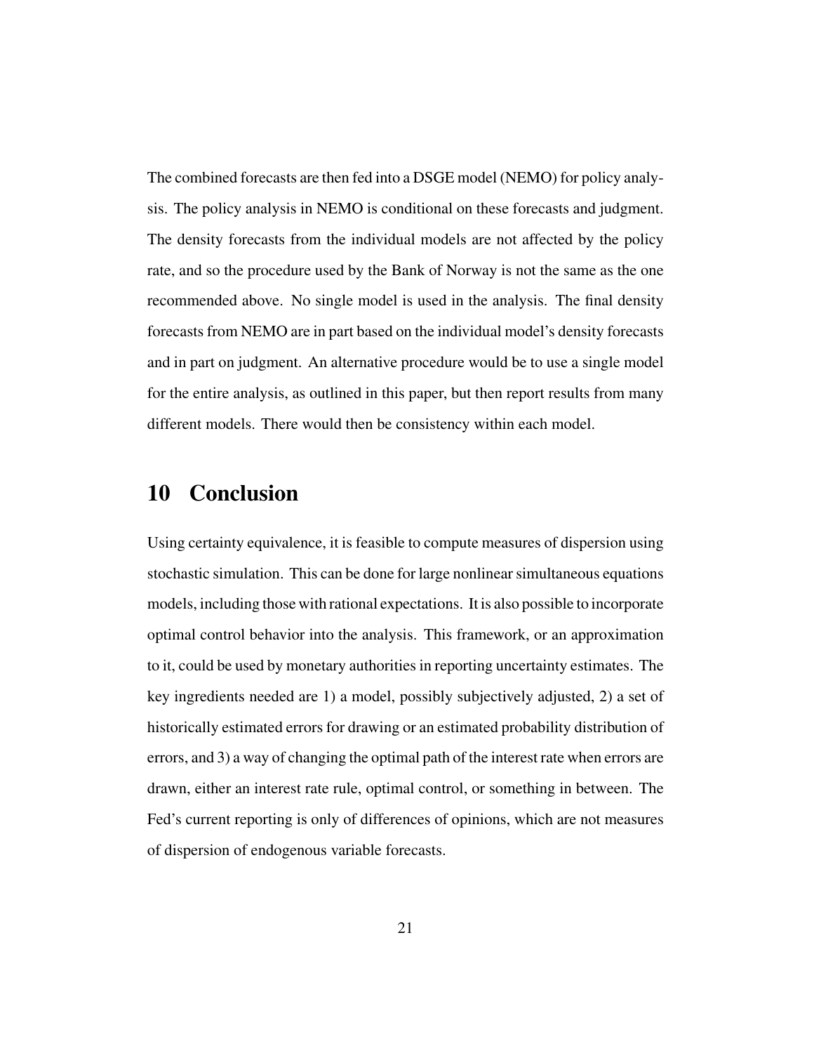The combined forecasts are then fed into a DSGE model (NEMO) for policy analysis. The policy analysis in NEMO is conditional on these forecasts and judgment. The density forecasts from the individual models are not affected by the policy rate, and so the procedure used by the Bank of Norway is not the same as the one recommended above. No single model is used in the analysis. The final density forecasts from NEMO are in part based on the individual model's density forecasts and in part on judgment. An alternative procedure would be to use a single model for the entire analysis, as outlined in this paper, but then report results from many different models. There would then be consistency within each model.

# 10 Conclusion

Using certainty equivalence, it is feasible to compute measures of dispersion using stochastic simulation. This can be done for large nonlinear simultaneous equations models, including those with rational expectations. It is also possible to incorporate optimal control behavior into the analysis. This framework, or an approximation to it, could be used by monetary authorities in reporting uncertainty estimates. The key ingredients needed are 1) a model, possibly subjectively adjusted, 2) a set of historically estimated errors for drawing or an estimated probability distribution of errors, and 3) a way of changing the optimal path of the interest rate when errors are drawn, either an interest rate rule, optimal control, or something in between. The Fed's current reporting is only of differences of opinions, which are not measures of dispersion of endogenous variable forecasts.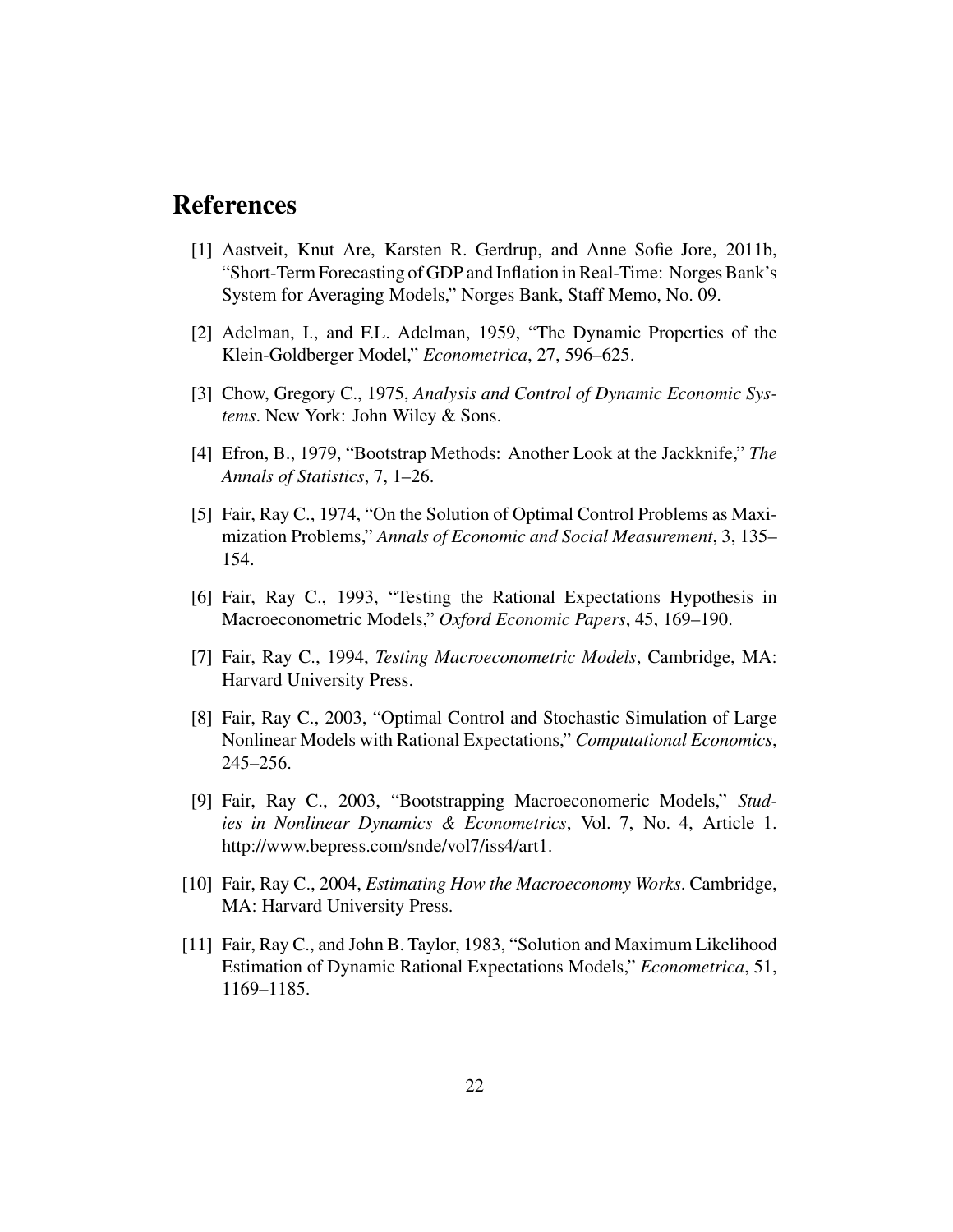# References

[1] Aastveit, Knut Are, Karsten R. Gerdrup, and Anne Sofie Jore, 2011b, "Short-Term Forecasting of GDP and Inflation in Real-Time: Norges Bank's System for Averaging Models," Norges Bank, Staff Memo, No. 09.

[2] Adelman, I., and F.L. Adelman, 1959, "The Dynamic Properties of the Klein-Goldberger Model," *Econometrica*, 27, 596–625.

[3] Chow, Gregory C., 1975, *Analysis and Control of Dynamic Economic Systems*. New York: John Wiley & Sons.

[4] Efron, B., 1979, "Bootstrap Methods: Another Look at the Jackknife," *The Annals of Statistics*, 7, 1–26.

[5] Fair, Ray C., 1974, "On the Solution of Optimal Control Problems as Maximization Problems," *Annals of Economic and Social Measurement*, 3, 135–154.

[6] Fair, Ray C., 1993, "Testing the Rational Expectations Hypothesis in Macroeconometric Models," *Oxford Economic Papers*, 45, 169–190.

[7] Fair, Ray C., 1994, *Testing Macroeconometric Models*, Cambridge, MA: Harvard University Press.

[8] Fair, Ray C., 2003, "Optimal Control and Stochastic Simulation of Large Nonlinear Models with Rational Expectations," *Computational Economics*, 245–256.

[9] Fair, Ray C., 2003, "Bootstrapping Macroeconomeric Models," *Studies in Nonlinear Dynamics & Econometrics*, Vol. 7, No. 4, Article 1. http://www.bepress.com/snde/vol7/iss4/art1.

[10] Fair, Ray C., 2004, *Estimating How the Macroeconomy Works*. Cambridge, MA: Harvard University Press.

[11] Fair, Ray C., and John B. Taylor, 1983, "Solution and Maximum Likelihood Estimation of Dynamic Rational Expectations Models," *Econometrica*, 51, 1169–1185.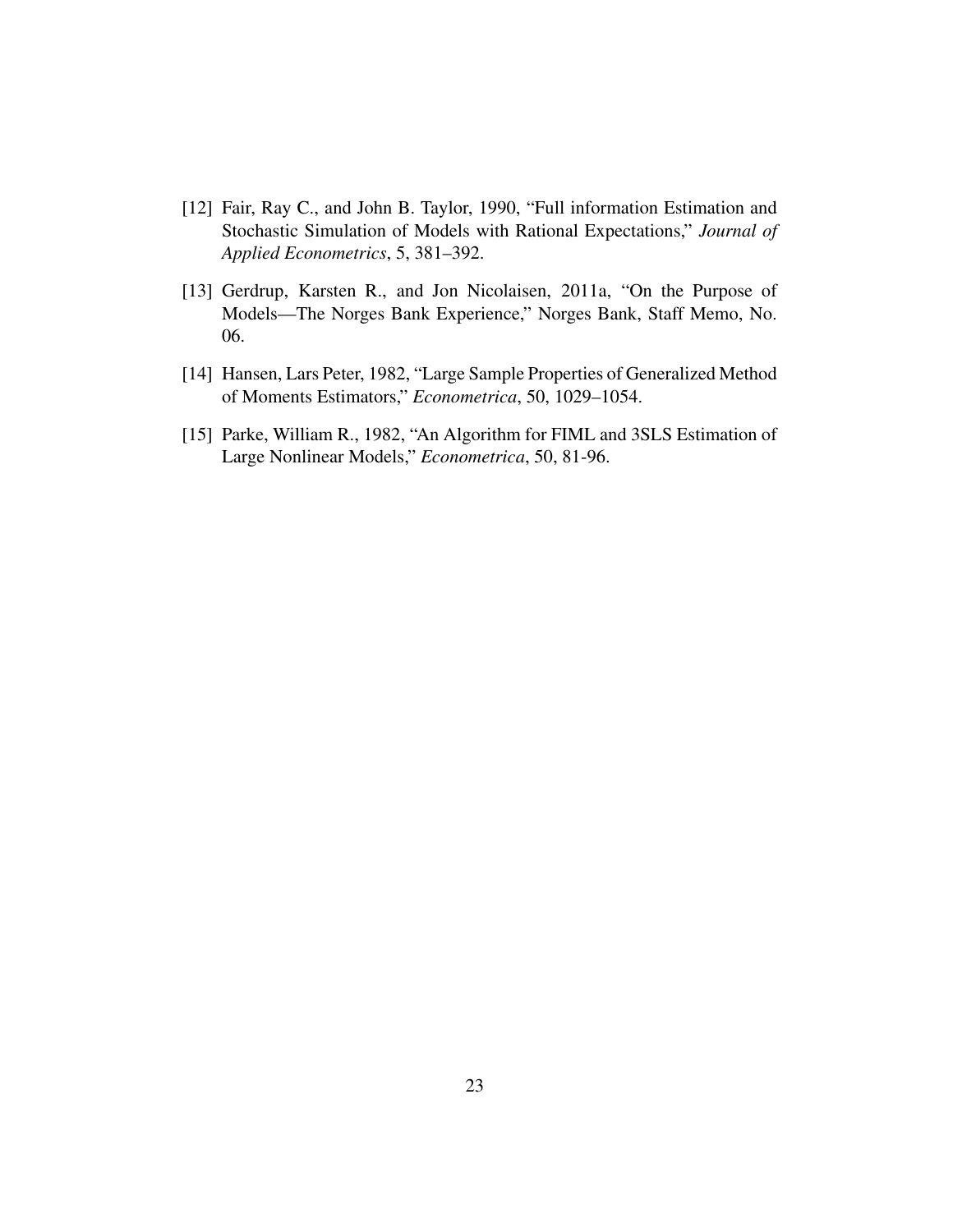[12] Fair, Ray C., and John B. Taylor, 1990, "Full information Estimation and Stochastic Simulation of Models with Rational Expectations," *Journal of Applied Econometrics*, 5, 381–392.

[13] Gerdrup, Karsten R., and Jon Nicolaisen, 2011a, "On the Purpose of Models—The Norges Bank Experience," Norges Bank, Staff Memo, No. 06.

[14] Hansen, Lars Peter, 1982, "Large Sample Properties of Generalized Method of Moments Estimators," *Econometrica*, 50, 1029–1054.

[15] Parke, William R., 1982, "An Algorithm for FIML and 3SLS Estimation of Large Nonlinear Models," *Econometrica*, 50, 81-96.